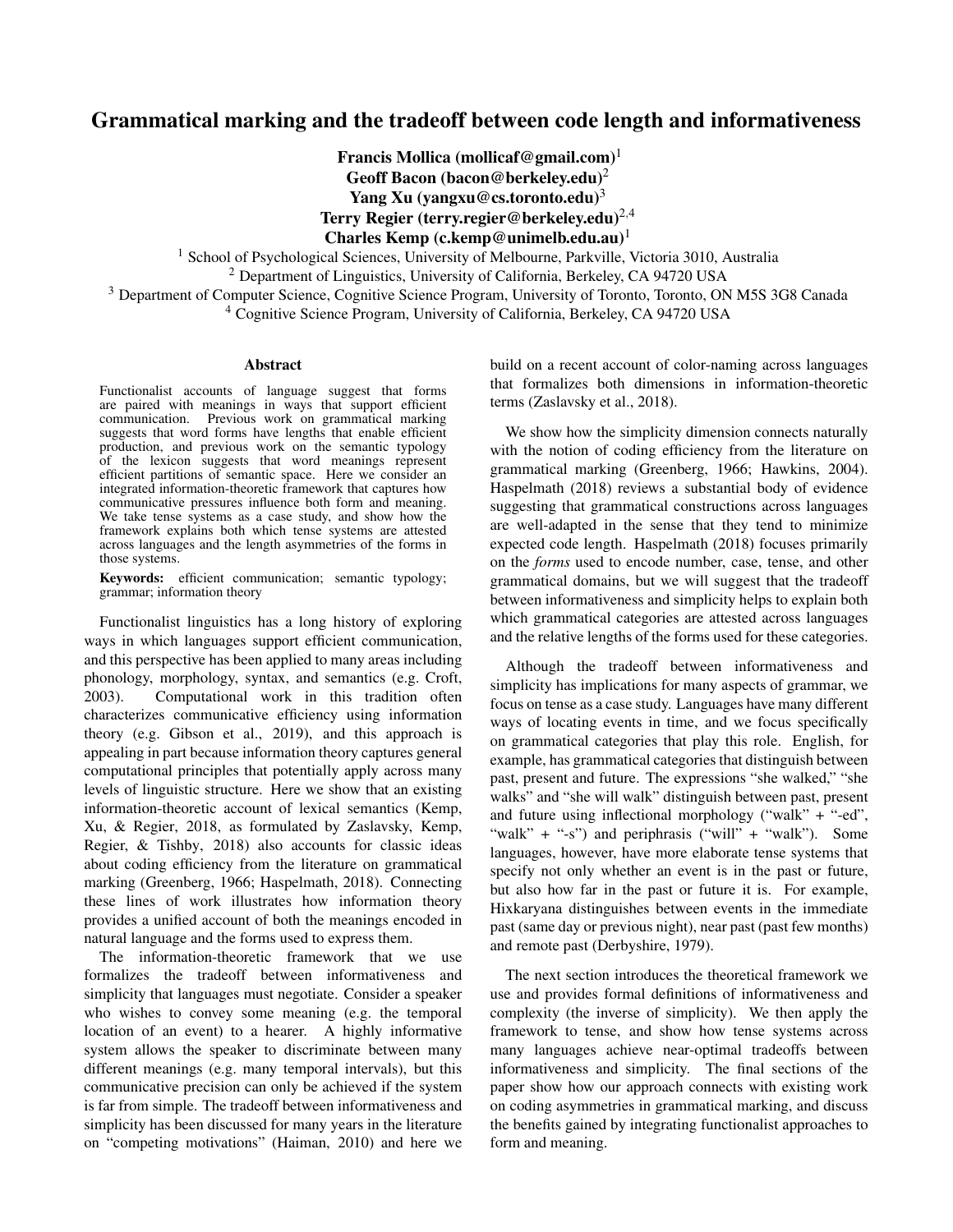# Grammatical marking and the tradeoff between code length and informativeness

**Francis Mollica (mollicaf@gmail.com)**[1]
**Geoff Bacon (bacon@berkeley.edu)**[2]
**Yang Xu (yangxu@cs.toronto.edu)**[3]
**Terry Regier (terry.regier@berkeley.edu)**[2,4]
**Charles Kemp (c.kemp@unimelb.edu.au)**[1]

[1] School of Psychological Sciences, University of Melbourne, Parkville, Victoria 3010, Australia
[2] Department of Linguistics, University of California, Berkeley, CA 94720 USA
[3] Department of Computer Science, Cognitive Science Program, University of Toronto, Toronto, ON M5S 3G8 Canada
[4] Cognitive Science Program, University of California, Berkeley, CA 94720 USA

## Abstract

Functionalist accounts of language suggest that forms are paired with meanings in ways that support efficient communication. Previous work on grammatical marking suggests that word forms have lengths that enable efficient production, and previous work on the semantic typology of the lexicon suggests that word meanings represent efficient partitions of semantic space. Here we consider an integrated information-theoretic framework that captures how communicative pressures influence both form and meaning. We take tense systems as a case study, and show how the framework explains both which tense systems are attested across languages and the length asymmetries of the forms in those systems.

**Keywords:** efficient communication; semantic typology; grammar; information theory

Functionalist linguistics has a long history of exploring ways in which languages support efficient communication, and this perspective has been applied to many areas including phonology, morphology, syntax, and semantics (e.g. Croft, 2003). Computational work in this tradition often characterizes communicative efficiency using information theory (e.g. Gibson et al., 2019), and this approach is appealing in part because information theory captures general computational principles that potentially apply across many levels of linguistic structure. Here we show that an existing information-theoretic account of lexical semantics (Kemp, Xu, & Regier, 2018, as formulated by Zaslavsky, Kemp, Regier, & Tishby, 2018) also accounts for classic ideas about coding efficiency from the literature on grammatical marking (Greenberg, 1966; Haspelmath, 2018). Connecting these lines of work illustrates how information theory provides a unified account of both the meanings encoded in natural language and the forms used to express them.

The information-theoretic framework that we use formalizes the tradeoff between informativeness and simplicity that languages must negotiate. Consider a speaker who wishes to convey some meaning (e.g. the temporal location of an event) to a hearer. A highly informative system allows the speaker to discriminate between many different meanings (e.g. many temporal intervals), but this communicative precision can only be achieved if the system is far from simple. The tradeoff between informativeness and simplicity has been discussed for many years in the literature on "competing motivations" (Haiman, 2010) and here we build on a recent account of color-naming across languages that formalizes both dimensions in information-theoretic terms (Zaslavsky et al., 2018).

We show how the simplicity dimension connects naturally with the notion of coding efficiency from the literature on grammatical marking (Greenberg, 1966; Hawkins, 2004). Haspelmath (2018) reviews a substantial body of evidence suggesting that grammatical constructions across languages are well-adapted in the sense that they tend to minimize expected code length. Haspelmath (2018) focuses primarily on the *forms* used to encode number, case, tense, and other grammatical domains, but we will suggest that the tradeoff between informativeness and simplicity helps to explain both which grammatical categories are attested across languages and the relative lengths of the forms used for these categories.

Although the tradeoff between informativeness and simplicity has implications for many aspects of grammar, we focus on tense as a case study. Languages have many different ways of locating events in time, and we focus specifically on grammatical categories that play this role. English, for example, has grammatical categories that distinguish between past, present and future. The expressions "she walked," "she walks" and "she will walk" distinguish between past, present and future using inflectional morphology ("walk" + "-ed", "walk" + "-s") and periphrasis ("will" + "walk"). Some languages, however, have more elaborate tense systems that specify not only whether an event is in the past or future, but also how far in the past or future it is. For example, Hixkaryana distinguishes between events in the immediate past (same day or previous night), near past (past few months) and remote past (Derbyshire, 1979).

The next section introduces the theoretical framework we use and provides formal definitions of informativeness and complexity (the inverse of simplicity). We then apply the framework to tense, and show how tense systems across many languages achieve near-optimal tradeoffs between informativeness and simplicity. The final sections of the paper show how our approach connects with existing work on coding asymmetries in grammatical marking, and discuss the benefits gained by integrating functionalist approaches to form and meaning.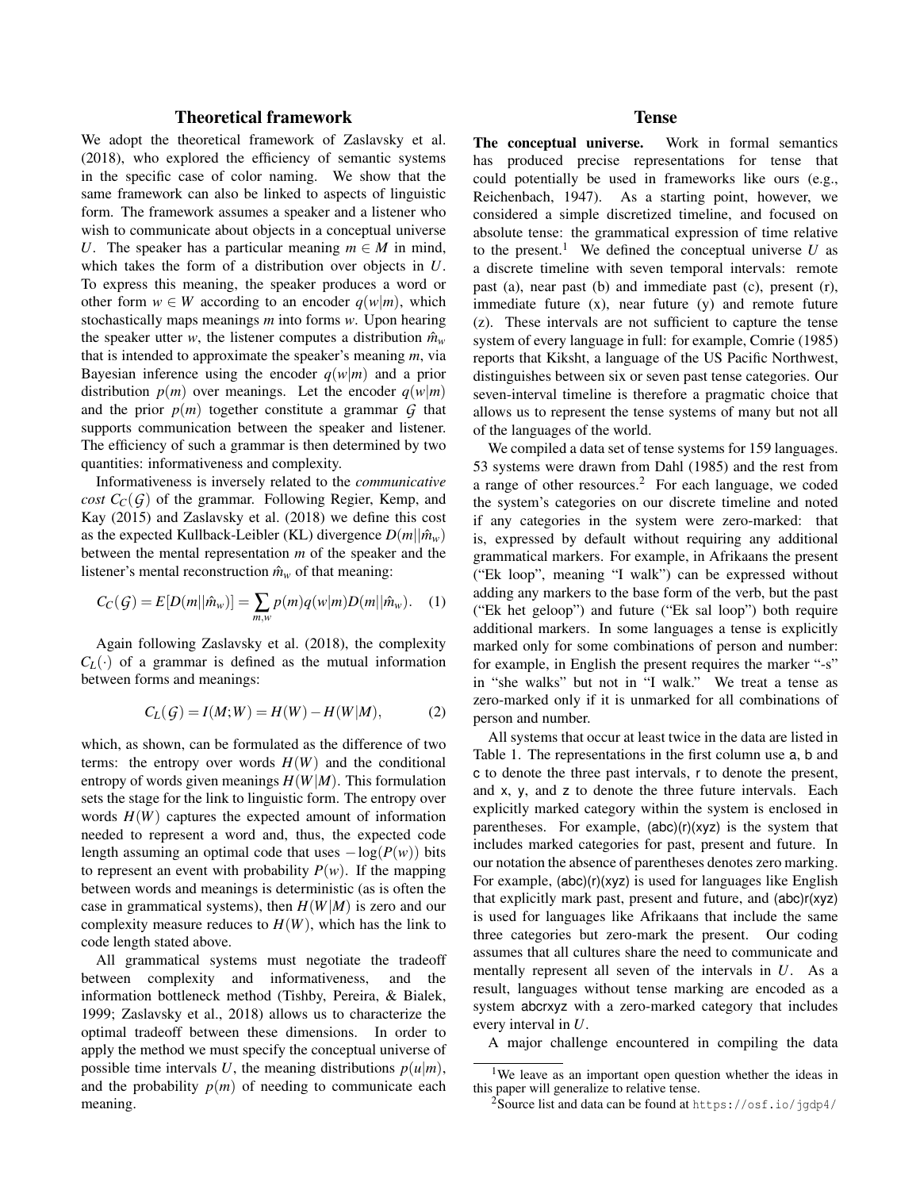## Theoretical framework

We adopt the theoretical framework of Zaslavsky et al. (2018), who explored the efficiency of semantic systems in the specific case of color naming. We show that the same framework can also be linked to aspects of linguistic form. The framework assumes a speaker and a listener who wish to communicate about objects in a conceptual universe $U$. The speaker has a particular meaning $m \in M$ in mind, which takes the form of a distribution over objects in $U$. To express this meaning, the speaker produces a word or other form $w \in W$ according to an encoder $q(w|m)$, which stochastically maps meanings $m$ into forms $w$. Upon hearing the speaker utter $w$, the listener computes a distribution $\hat{m}_w$ that is intended to approximate the speaker's meaning $m$, via Bayesian inference using the encoder $q(w|m)$ and a prior distribution $p(m)$ over meanings. Let the encoder $q(w|m)$ and the prior $p(m)$ together constitute a grammar $\mathcal{G}$ that supports communication between the speaker and listener. The efficiency of such a grammar is then determined by two quantities: informativeness and complexity.

Informativeness is inversely related to the *communicative cost* $C_C(\mathcal{G})$ of the grammar. Following Regier, Kemp, and Kay (2015) and Zaslavsky et al. (2018) we define this cost as the expected Kullback-Leibler (KL) divergence $D(m||\hat{m}_w)$ between the mental representation $m$ of the speaker and the listener's mental reconstruction $\hat{m}_w$ of that meaning:

$$C_C(\mathcal{G}) = E[D(m||\hat{m}_w)] = \sum_{m,w} p(m)q(w|m)D(m||\hat{m}_w). \quad (1)$$

Again following Zaslavsky et al. (2018), the complexity $C_L(\cdot)$ of a grammar is defined as the mutual information between forms and meanings:

$$C_L(\mathcal{G}) = I(M;W) = H(W) - H(W|M), \quad (2)$$

which, as shown, can be formulated as the difference of two terms: the entropy over words $H(W)$ and the conditional entropy of words given meanings $H(W|M)$. This formulation sets the stage for the link to linguistic form. The entropy over words $H(W)$ captures the expected amount of information needed to represent a word and, thus, the expected code length assuming an optimal code that uses $-\log(P(w))$ bits to represent an event with probability $P(w)$. If the mapping between words and meanings is deterministic (as is often the case in grammatical systems), then $H(W|M)$ is zero and our complexity measure reduces to $H(W)$, which has the link to code length stated above.

All grammatical systems must negotiate the tradeoff between complexity and informativeness, and the information bottleneck method (Tishby, Pereira, & Bialek, 1999; Zaslavsky et al., 2018) allows us to characterize the optimal tradeoff between these dimensions. In order to apply the method we must specify the conceptual universe of possible time intervals $U$, the meaning distributions $p(u|m)$, and the probability $p(m)$ of needing to communicate each meaning.

## Tense

**The conceptual universe.** Work in formal semantics has produced precise representations for tense that could potentially be used in frameworks like ours (e.g., Reichenbach, 1947). As a starting point, however, we considered a simple discretized timeline, and focused on absolute tense: the grammatical expression of time relative to the present.[1] We defined the conceptual universe $U$ as a discrete timeline with seven temporal intervals: remote past (a), near past (b) and immediate past (c), present (r), immediate future (x), near future (y) and remote future (z). These intervals are not sufficient to capture the tense system of every language in full: for example, Comrie (1985) reports that Kiksht, a language of the US Pacific Northwest, distinguishes between six or seven past tense categories. Our seven-interval timeline is therefore a pragmatic choice that allows us to represent the tense systems of many but not all of the languages of the world.

We compiled a data set of tense systems for 159 languages. 53 systems were drawn from Dahl (1985) and the rest from a range of other resources.[2] For each language, we coded the system's categories on our discrete timeline and noted if any categories in the system were zero-marked: that is, expressed by default without requiring any additional grammatical markers. For example, in Afrikaans the present ("Ek loop", meaning "I walk") can be expressed without adding any markers to the base form of the verb, but the past ("Ek het geloop") and future ("Ek sal loop") both require additional markers. In some languages a tense is explicitly marked only for some combinations of person and number: for example, in English the present requires the marker "-s" in "she walks" but not in "I walk." We treat a tense as zero-marked only if it is unmarked for all combinations of person and number.

All systems that occur at least twice in the data are listed in Table 1. The representations in the first column use a, b and c to denote the three past intervals, r to denote the present, and x, y, and z to denote the three future intervals. Each explicitly marked category within the system is enclosed in parentheses. For example, (abc)(r)(xyz) is the system that includes marked categories for past, present and future. In our notation the absence of parentheses denotes zero marking. For example, (abc)(r)(xyz) is used for languages like English that explicitly mark past, present and future, and (abc)r(xyz) is used for languages like Afrikaans that include the same three categories but zero-mark the present. Our coding assumes that all cultures share the need to communicate and mentally represent all seven of the intervals in $U$. As a result, languages without tense marking are encoded as a system abcrxyz with a zero-marked category that includes every interval in $U$.

A major challenge encountered in compiling the data

[1] We leave as an important open question whether the ideas in this paper will generalize to relative tense.

[2] Source list and data can be found at https://osf.io/jgdp4/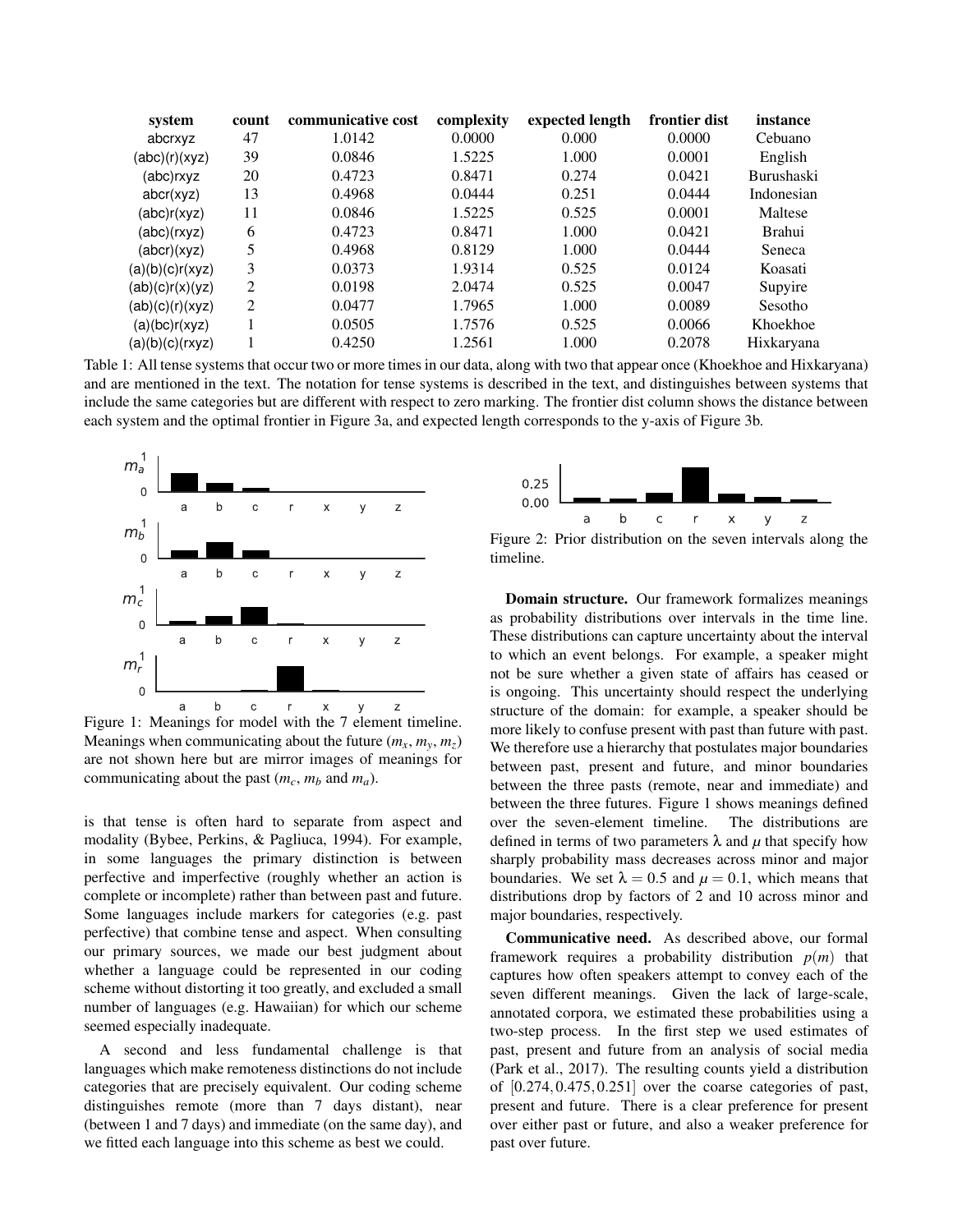| system | count | communicative cost | complexity | expected length | frontier dist | instance |
|---|---|---|---|---|---|---|
| abcrxyz | 47 | 1.0142 | 0.0000 | 0.000 | 0.0000 | Cebuano |
| (abc)(r)(xyz) | 39 | 0.0846 | 1.5225 | 1.000 | 0.0001 | English |
| (abc)rxyz | 20 | 0.4723 | 0.8471 | 0.274 | 0.0421 | Burushaski |
| abcr(xyz) | 13 | 0.4968 | 0.0444 | 0.251 | 0.0444 | Indonesian |
| (abc)r(xyz) | 11 | 0.0846 | 1.5225 | 0.525 | 0.0001 | Maltese |
| (abc)(rxyz) | 6 | 0.4723 | 0.8471 | 1.000 | 0.0421 | Brahui |
| (abcr)(xyz) | 5 | 0.4968 | 0.8129 | 1.000 | 0.0444 | Seneca |
| (a)(b)(c)r(xyz) | 3 | 0.0373 | 1.9314 | 0.525 | 0.0124 | Koasati |
| (ab)(c)r(x)(yz) | 2 | 0.0198 | 2.0474 | 0.525 | 0.0047 | Supyire |
| (ab)(c)(r)(xyz) | 2 | 0.0477 | 1.7965 | 1.000 | 0.0089 | Sesotho |
| (a)(bc)r(xyz) | 1 | 0.0505 | 1.7576 | 0.525 | 0.0066 | Khoekhoe |
| (a)(b)(c)(rxyz) | 1 | 0.4250 | 1.2561 | 1.000 | 0.2078 | Hixkaryana |

Table 1: All tense systems that occur two or more times in our data, along with two that appear once (Khoekhoe and Hixkaryana) and are mentioned in the text. The notation for tense systems is described in the text, and distinguishes between systems that include the same categories but are different with respect to zero marking. The frontier dist column shows the distance between each system and the optimal frontier in Figure 3a, and expected length corresponds to the y-axis of Figure 3b.

Figure 1: Meanings for model with the 7 element timeline. Meanings when communicating about the future ($m_x, m_y, m_z$) are not shown here but are mirror images of meanings for communicating about the past ($m_c$, $m_b$ and $m_a$).

is that tense is often hard to separate from aspect and modality (Bybee, Perkins, & Pagliuca, 1994). For example, in some languages the primary distinction is between perfective and imperfective (roughly whether an action is complete or incomplete) rather than between past and future. Some languages include markers for categories (e.g. past perfective) that combine tense and aspect. When consulting our primary sources, we made our best judgment about whether a language could be represented in our coding scheme without distorting it too greatly, and excluded a small number of languages (e.g. Hawaiian) for which our scheme seemed especially inadequate.

A second and less fundamental challenge is that languages which make remoteness distinctions do not include categories that are precisely equivalent. Our coding scheme distinguishes remote (more than 7 days distant), near (between 1 and 7 days) and immediate (on the same day), and we fitted each language into this scheme as best we could.

Figure 2: Prior distribution on the seven intervals along the timeline.

**Domain structure.** Our framework formalizes meanings as probability distributions over intervals in the time line. These distributions can capture uncertainty about the interval to which an event belongs. For example, a speaker might not be sure whether a given state of affairs has ceased or is ongoing. This uncertainty should respect the underlying structure of the domain: for example, a speaker should be more likely to confuse present with past than future with past. We therefore use a hierarchy that postulates major boundaries between past, present and future, and minor boundaries between the three pasts (remote, near and immediate) and between the three futures. Figure 1 shows meanings defined over the seven-element timeline. The distributions are defined in terms of two parameters $\lambda$ and $\mu$ that specify how sharply probability mass decreases across minor and major boundaries. We set $\lambda = 0.5$ and $\mu = 0.1$, which means that distributions drop by factors of 2 and 10 across minor and major boundaries, respectively.

**Communicative need.** As described above, our formal framework requires a probability distribution $p(m)$ that captures how often speakers attempt to convey each of the seven different meanings. Given the lack of large-scale, annotated corpora, we estimated these probabilities using a two-step process. In the first step we used estimates of past, present and future from an analysis of social media (Park et al., 2017). The resulting counts yield a distribution of $[0.274, 0.475, 0.251]$ over the coarse categories of past, present and future. There is a clear preference for present over either past or future, and also a weaker preference for past over future.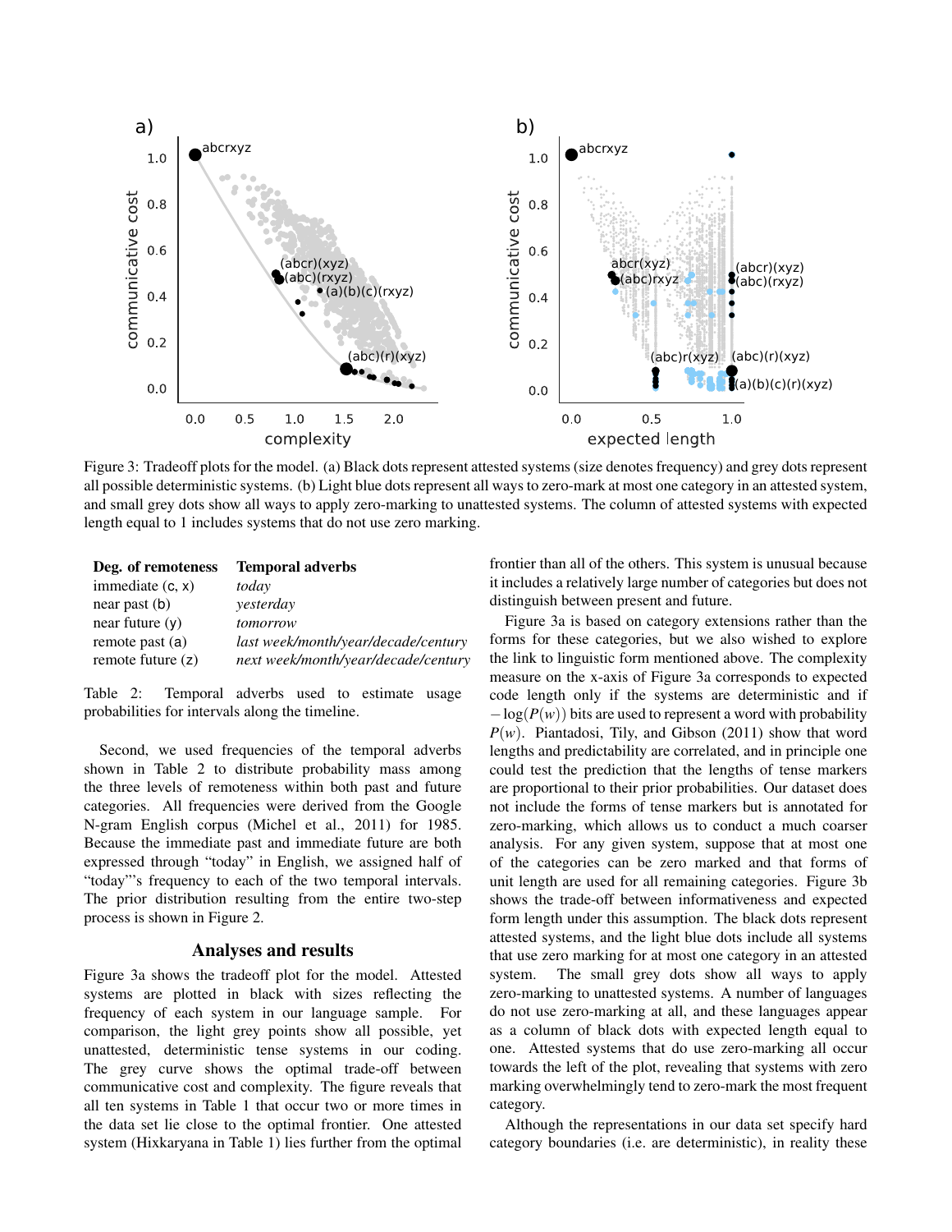Figure 3: Tradeoff plots for the model. (a) Black dots represent attested systems (size denotes frequency) and grey dots represent all possible deterministic systems. (b) Light blue dots represent all ways to zero-mark at most one category in an attested system, and small grey dots show all ways to apply zero-marking to unattested systems. The column of attested systems with expected length equal to 1 includes systems that do not use zero marking.

| Deg. of remoteness | Temporal adverbs |
|---|---|
| immediate (c, x) | *today* |
| near past (b) | *yesterday* |
| near future (y) | *tomorrow* |
| remote past (a) | *last week/month/year/decade/century* |
| remote future (z) | *next week/month/year/decade/century* |

Table 2: Temporal adverbs used to estimate usage probabilities for intervals along the timeline.

Second, we used frequencies of the temporal adverbs shown in Table 2 to distribute probability mass among the three levels of remoteness within both past and future categories. All frequencies were derived from the Google N-gram English corpus (Michel et al., 2011) for 1985. Because the immediate past and immediate future are both expressed through "today" in English, we assigned half of "today"'s frequency to each of the two temporal intervals. The prior distribution resulting from the entire two-step process is shown in Figure 2.

## Analyses and results

Figure 3a shows the tradeoff plot for the model. Attested systems are plotted in black with sizes reflecting the frequency of each system in our language sample. For comparison, the light grey points show all possible, yet unattested, deterministic tense systems in our coding. The grey curve shows the optimal trade-off between communicative cost and complexity. The figure reveals that all ten systems in Table 1 that occur two or more times in the data set lie close to the optimal frontier. One attested system (Hixkaryana in Table 1) lies further from the optimal frontier than all of the others. This system is unusual because it includes a relatively large number of categories but does not distinguish between present and future.

Figure 3a is based on category extensions rather than the forms for these categories, but we also wished to explore the link to linguistic form mentioned above. The complexity measure on the x-axis of Figure 3a corresponds to expected code length only if the systems are deterministic and if $-\log(P(w))$ bits are used to represent a word with probability $P(w)$. Piantadosi, Tily, and Gibson (2011) show that word lengths and predictability are correlated, and in principle one could test the prediction that the lengths of tense markers are proportional to their prior probabilities. Our dataset does not include the forms of tense markers but is annotated for zero-marking, which allows us to conduct a much coarser analysis. For any given system, suppose that at most one of the categories can be zero marked and that forms of unit length are used for all remaining categories. Figure 3b shows the trade-off between informativeness and expected form length under this assumption. The black dots represent attested systems, and the light blue dots include all systems that use zero marking for at most one category in an attested system. The small grey dots show all ways to apply zero-marking to unattested systems. A number of languages do not use zero-marking at all, and these languages appear as a column of black dots with expected length equal to one. Attested systems that do use zero-marking all occur towards the left of the plot, revealing that systems with zero marking overwhelmingly tend to zero-mark the most frequent category.

Although the representations in our data set specify hard category boundaries (i.e. are deterministic), in reality these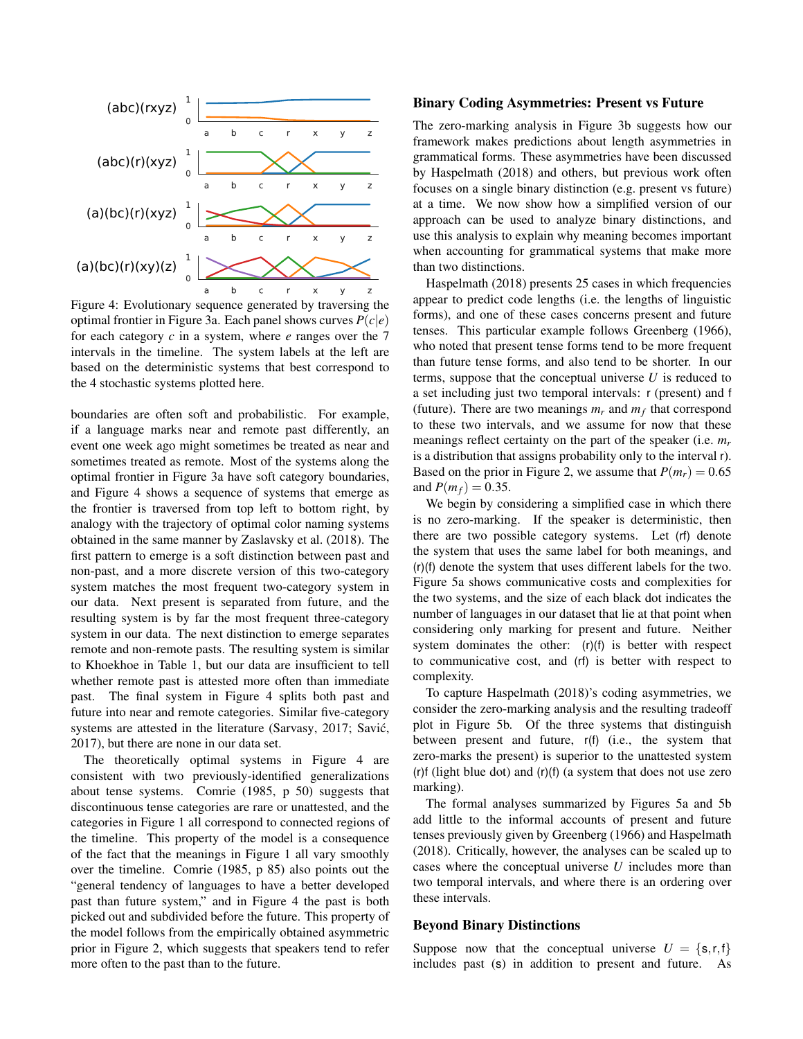Figure 4: Evolutionary sequence generated by traversing the optimal frontier in Figure 3a. Each panel shows curves $P(c|e)$ for each category $c$ in a system, where $e$ ranges over the 7 intervals in the timeline. The system labels at the left are based on the deterministic systems that best correspond to the 4 stochastic systems plotted here.

boundaries are often soft and probabilistic. For example, if a language marks near and remote past differently, an event one week ago might sometimes be treated as near and sometimes treated as remote. Most of the systems along the optimal frontier in Figure 3a have soft category boundaries, and Figure 4 shows a sequence of systems that emerge as the frontier is traversed from top left to bottom right, by analogy with the trajectory of optimal color naming systems obtained in the same manner by Zaslavsky et al. (2018). The first pattern to emerge is a soft distinction between past and non-past, and a more discrete version of this two-category system matches the most frequent two-category system in our data. Next present is separated from future, and the resulting system is by far the most frequent three-category system in our data. The next distinction to emerge separates remote and non-remote pasts. The resulting system is similar to Khoekhoe in Table 1, but our data are insufficient to tell whether remote past is attested more often than immediate past. The final system in Figure 4 splits both past and future into near and remote categories. Similar five-category systems are attested in the literature (Sarvasy, 2017; Savić, 2017), but there are none in our data set.

The theoretically optimal systems in Figure 4 are consistent with two previously-identified generalizations about tense systems. Comrie (1985, p 50) suggests that discontinuous tense categories are rare or unattested, and the categories in Figure 1 all correspond to connected regions of the timeline. This property of the model is a consequence of the fact that the meanings in Figure 1 all vary smoothly over the timeline. Comrie (1985, p 85) also points out the "general tendency of languages to have a better developed past than future system," and in Figure 4 the past is both picked out and subdivided before the future. This property of the model follows from the empirically obtained asymmetric prior in Figure 2, which suggests that speakers tend to refer more often to the past than to the future.

## Binary Coding Asymmetries: Present vs Future

The zero-marking analysis in Figure 3b suggests how our framework makes predictions about length asymmetries in grammatical forms. These asymmetries have been discussed by Haspelmath (2018) and others, but previous work often focuses on a single binary distinction (e.g. present vs future) at a time. We now show how a simplified version of our approach can be used to analyze binary distinctions, and use this analysis to explain why meaning becomes important when accounting for grammatical systems that make more than two distinctions.

Haspelmath (2018) presents 25 cases in which frequencies appear to predict code lengths (i.e. the lengths of linguistic forms), and one of these cases concerns present and future tenses. This particular example follows Greenberg (1966), who noted that present tense forms tend to be more frequent than future tense forms, and also tend to be shorter. In our terms, suppose that the conceptual universe $U$ is reduced to a set including just two temporal intervals: r (present) and f (future). There are two meanings $m_r$ and $m_f$ that correspond to these two intervals, and we assume for now that these meanings reflect certainty on the part of the speaker (i.e. $m_r$ is a distribution that assigns probability only to the interval r). Based on the prior in Figure 2, we assume that $P(m_r) = 0.65$ and $P(m_f) = 0.35$.

We begin by considering a simplified case in which there is no zero-marking. If the speaker is deterministic, then there are two possible category systems. Let (rf) denote the system that uses the same label for both meanings, and (r)(f) denote the system that uses different labels for the two. Figure 5a shows communicative costs and complexities for the two systems, and the size of each black dot indicates the number of languages in our dataset that lie at that point when considering only marking for present and future. Neither system dominates the other: (r)(f) is better with respect to communicative cost, and (rf) is better with respect to complexity.

To capture Haspelmath (2018)'s coding asymmetries, we consider the zero-marking analysis and the resulting tradeoff plot in Figure 5b. Of the three systems that distinguish between present and future, r(f) (i.e., the system that zero-marks the present) is superior to the unattested system (r)f (light blue dot) and (r)(f) (a system that does not use zero marking).

The formal analyses summarized by Figures 5a and 5b add little to the informal accounts of present and future tenses previously given by Greenberg (1966) and Haspelmath (2018). Critically, however, the analyses can be scaled up to cases where the conceptual universe $U$ includes more than two temporal intervals, and where there is an ordering over these intervals.

## Beyond Binary Distinctions

Suppose now that the conceptual universe $U = \{s, r, f\}$ includes past (s) in addition to present and future. As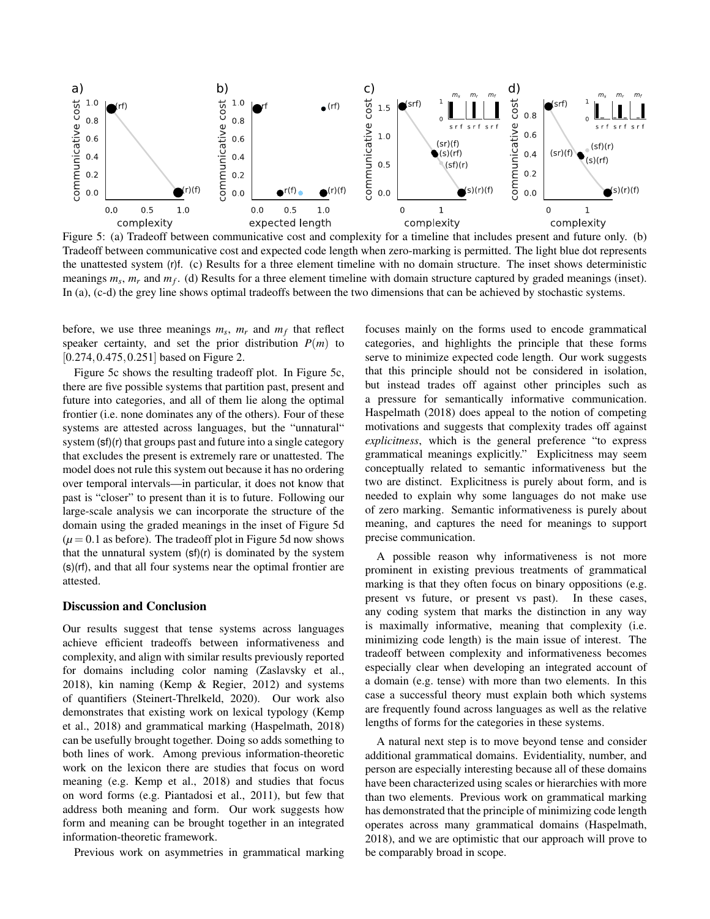Figure 5: (a) Tradeoff between communicative cost and complexity for a timeline that includes present and future only. (b) Tradeoff between communicative cost and expected code length when zero-marking is permitted. The light blue dot represents the unattested system (r)f. (c) Results for a three element timeline with no domain structure. The inset shows deterministic meanings $m_s$, $m_r$ and $m_f$. (d) Results for a three element timeline with domain structure captured by graded meanings (inset). In (a), (c-d) the grey line shows optimal tradeoffs between the two dimensions that can be achieved by stochastic systems.

before, we use three meanings $m_s$, $m_r$ and $m_f$ that reflect speaker certainty, and set the prior distribution $P(m)$ to $[0.274, 0.475, 0.251]$ based on Figure 2.

Figure 5c shows the resulting tradeoff plot. In Figure 5c, there are five possible systems that partition past, present and future into categories, and all of them lie along the optimal frontier (i.e. none dominates any of the others). Four of these systems are attested across languages, but the "unnatural" system (sf)(r) that groups past and future into a single category that excludes the present is extremely rare or unattested. The model does not rule this system out because it has no ordering over temporal intervals—in particular, it does not know that past is "closer" to present than it is to future. Following our large-scale analysis we can incorporate the structure of the domain using the graded meanings in the inset of Figure 5d ($\mu = 0.1$ as before). The tradeoff plot in Figure 5d now shows that the unnatural system (sf)(r) is dominated by the system (s)(rf), and that all four systems near the optimal frontier are attested.

## Discussion and Conclusion

Our results suggest that tense systems across languages achieve efficient tradeoffs between informativeness and complexity, and align with similar results previously reported for domains including color naming (Zaslavsky et al., 2018), kin naming (Kemp & Regier, 2012) and systems of quantifiers (Steinert-Threlkeld, 2020). Our work also demonstrates that existing work on lexical typology (Kemp et al., 2018) and grammatical marking (Haspelmath, 2018) can be usefully brought together. Doing so adds something to both lines of work. Among previous information-theoretic work on the lexicon there are studies that focus on word meaning (e.g. Kemp et al., 2018) and studies that focus on word forms (e.g. Piantadosi et al., 2011), but few that address both meaning and form. Our work suggests how form and meaning can be brought together in an integrated information-theoretic framework.

Previous work on asymmetries in grammatical marking focuses mainly on the forms used to encode grammatical categories, and highlights the principle that these forms serve to minimize expected code length. Our work suggests that this principle should not be considered in isolation, but instead trades off against other principles such as a pressure for semantically informative communication. Haspelmath (2018) does appeal to the notion of competing motivations and suggests that complexity trades off against *explicitness*, which is the general preference "to express grammatical meanings explicitly." Explicitness may seem conceptually related to semantic informativeness but the two are distinct. Explicitness is purely about form, and is needed to explain why some languages do not make use of zero marking. Semantic informativeness is purely about meaning, and captures the need for meanings to support precise communication.

A possible reason why informativeness is not more prominent in existing previous treatments of grammatical marking is that they often focus on binary oppositions (e.g. present vs future, or present vs past). In these cases, any coding system that marks the distinction in any way is maximally informative, meaning that complexity (i.e. minimizing code length) is the main issue of interest. The tradeoff between complexity and informativeness becomes especially clear when developing an integrated account of a domain (e.g. tense) with more than two elements. In this case a successful theory must explain both which systems are frequently found across languages as well as the relative lengths of forms for the categories in these systems.

A natural next step is to move beyond tense and consider additional grammatical domains. Evidentiality, number, and person are especially interesting because all of these domains have been characterized using scales or hierarchies with more than two elements. Previous work on grammatical marking has demonstrated that the principle of minimizing code length operates across many grammatical domains (Haspelmath, 2018), and we are optimistic that our approach will prove to be comparably broad in scope.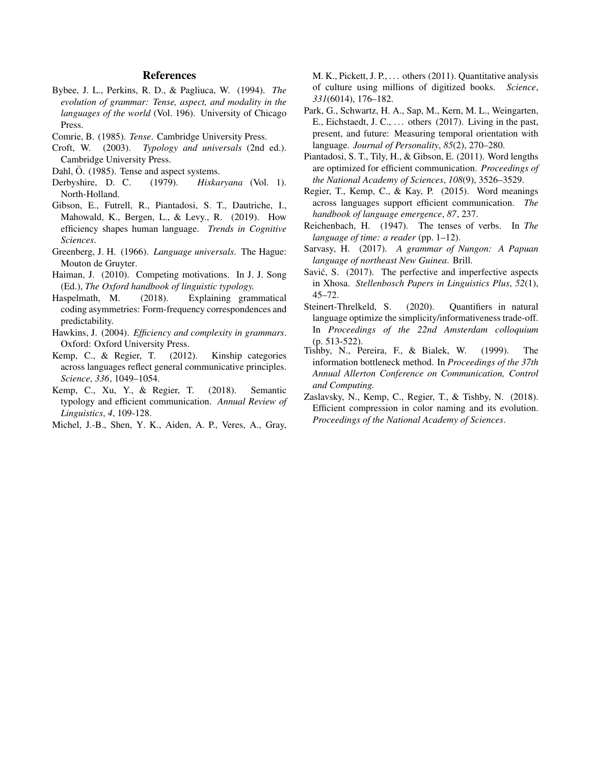## References

Bybee, J. L., Perkins, R. D., & Pagliuca, W. (1994). *The evolution of grammar: Tense, aspect, and modality in the languages of the world* (Vol. 196). University of Chicago Press.

Comrie, B. (1985). *Tense*. Cambridge University Press.

Croft, W. (2003). *Typology and universals* (2nd ed.). Cambridge University Press.

Dahl, Ö. (1985). Tense and aspect systems.

Derbyshire, D. C. (1979). *Hixkaryana* (Vol. 1). North-Holland.

Gibson, E., Futrell, R., Piantadosi, S. T., Dautriche, I., Mahowald, K., Bergen, L., & Levy., R. (2019). How efficiency shapes human language. *Trends in Cognitive Sciences*.

Greenberg, J. H. (1966). *Language universals*. The Hague: Mouton de Gruyter.

Haiman, J. (2010). Competing motivations. In J. J. Song (Ed.), *The Oxford handbook of linguistic typology.*

Haspelmath, M. (2018). Explaining grammatical coding asymmetries: Form-frequency correspondences and predictability.

Hawkins, J. (2004). *Efficiency and complexity in grammars*. Oxford: Oxford University Press.

Kemp, C., & Regier, T. (2012). Kinship categories across languages reflect general communicative principles. *Science*, *336*, 1049–1054.

Kemp, C., Xu, Y., & Regier, T. (2018). Semantic typology and efficient communication. *Annual Review of Linguistics*, *4*, 109-128.

Michel, J.-B., Shen, Y. K., Aiden, A. P., Veres, A., Gray, M. K., Pickett, J. P., ... others (2011). Quantitative analysis of culture using millions of digitized books. *Science*, *331*(6014), 176–182.

Park, G., Schwartz, H. A., Sap, M., Kern, M. L., Weingarten, E., Eichstaedt, J. C., ... others (2017). Living in the past, present, and future: Measuring temporal orientation with language. *Journal of Personality*, *85*(2), 270–280.

Piantadosi, S. T., Tily, H., & Gibson, E. (2011). Word lengths are optimized for efficient communication. *Proceedings of the National Academy of Sciences*, *108*(9), 3526–3529.

Regier, T., Kemp, C., & Kay, P. (2015). Word meanings across languages support efficient communication. *The handbook of language emergence*, *87*, 237.

Reichenbach, H. (1947). The tenses of verbs. In *The language of time: a reader* (pp. 1–12).

Sarvasy, H. (2017). *A grammar of Nungon: A Papuan language of northeast New Guinea*. Brill.

Savić, S. (2017). The perfective and imperfective aspects in Xhosa. *Stellenbosch Papers in Linguistics Plus*, *52*(1), 45–72.

Steinert-Threlkeld, S. (2020). Quantifiers in natural language optimize the simplicity/informativeness trade-off. In *Proceedings of the 22nd Amsterdam colloquium* (p. 513-522).

Tishby, N., Pereira, F., & Bialek, W. (1999). The information bottleneck method. In *Proceedings of the 37th Annual Allerton Conference on Communication, Control and Computing.*

Zaslavsky, N., Kemp, C., Regier, T., & Tishby, N. (2018). Efficient compression in color naming and its evolution. *Proceedings of the National Academy of Sciences*.